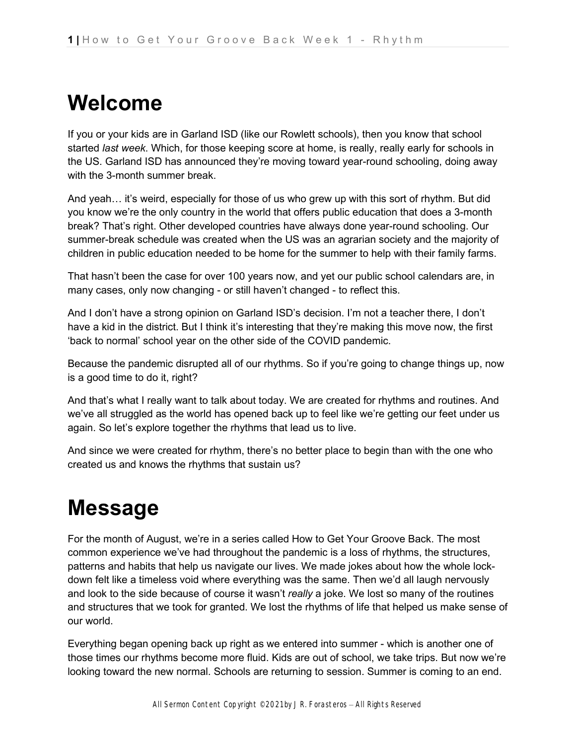# Welcome

If you or your kids are in Garland ISD (like our Rowlett schools), then you know that school started *last week*. Which, for those keeping score at home, is really, really early for schools in the US. Garland ISD has announced they're moving toward year-round schooling, doing away with the 3-month summer break.

And yeah… it's weird, especially for those of us who grew up with this sort of rhythm. But did you know we're the only country in the world that offers public education that does a 3-month break? That's right. Other developed countries have always done year-round schooling. Our summer-break schedule was created when the US was an agrarian society and the majority of children in public education needed to be home for the summer to help with their family farms.

That hasn't been the case for over 100 years now, and yet our public school calendars are, in many cases, only now changing - or still haven't changed - to reflect this.

And I don't have a strong opinion on Garland ISD's decision. I'm not a teacher there, I don't have a kid in the district. But I think it's interesting that they're making this move now, the first 'back to normal' school year on the other side of the COVID pandemic.

Because the pandemic disrupted all of our rhythms. So if you're going to change things up, now is a good time to do it, right?

And that's what I really want to talk about today. We are created for rhythms and routines. And we've all struggled as the world has opened back up to feel like we're getting our feet under us again. So let's explore together the rhythms that lead us to live.

And since we were created for rhythm, there's no better place to begin than with the one who created us and knows the rhythms that sustain us?

# Message

For the month of August, we're in a series called How to Get Your Groove Back. The most common experience we've had throughout the pandemic is a loss of rhythms, the structures, patterns and habits that help us navigate our lives. We made jokes about how the whole lock-down felt like a timeless void where everything was the same. Then we'd all laugh nervously and look to the side because of course it wasn't *really* a joke. We lost so many of the routines and structures that we took for granted. We lost the rhythms of life that helped us make sense of our world.

Everything began opening back up right as we entered into summer - which is another one of those times our rhythms become more fluid. Kids are out of school, we take trips. But now we're looking toward the new normal. Schools are returning to session. Summer is coming to an end.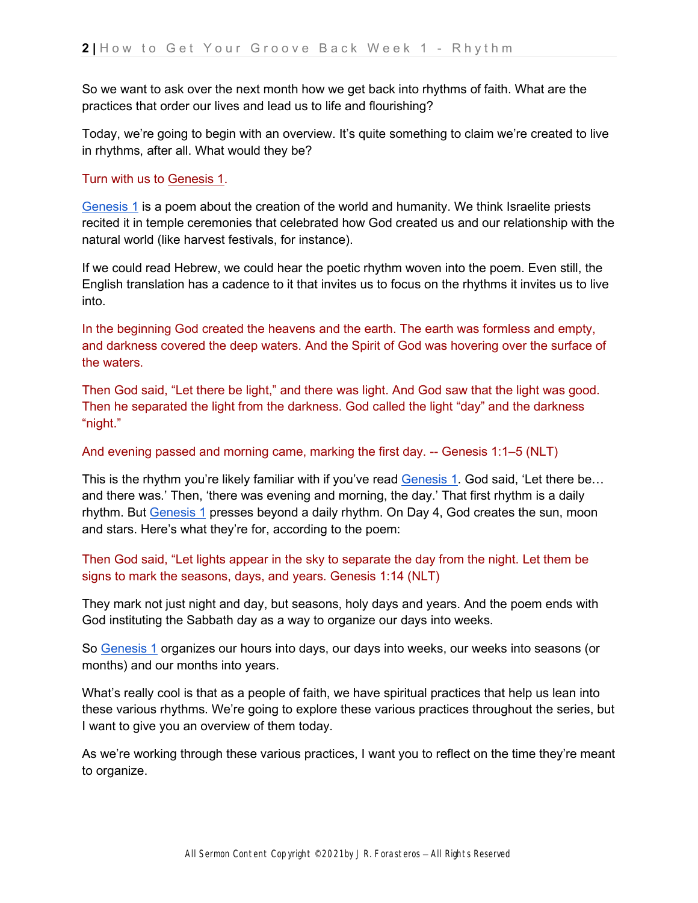So we want to ask over the next month how we get back into rhythms of faith. What are the practices that order our lives and lead us to life and flourishing?

Today, we're going to begin with an overview. It's quite something to claim we're created to live in rhythms, after all. What would they be?

Turn with us to Genesis 1.

Genesis 1 is a poem about the creation of the world and humanity. We think Israelite priests recited it in temple ceremonies that celebrated how God created us and our relationship with the natural world (like harvest festivals, for instance).

If we could read Hebrew, we could hear the poetic rhythm woven into the poem. Even still, the English translation has a cadence to it that invites us to focus on the rhythms it invites us to live into.

In the beginning God created the heavens and the earth. The earth was formless and empty, and darkness covered the deep waters. And the Spirit of God was hovering over the surface of the waters.

Then God said, "Let there be light," and there was light. And God saw that the light was good. Then he separated the light from the darkness. God called the light "day" and the darkness "night."

And evening passed and morning came, marking the first day. -- Genesis 1:1–5 (NLT)

This is the rhythm you're likely familiar with if you've read Genesis 1. God said, 'Let there be… and there was.' Then, 'there was evening and morning, the day.' That first rhythm is a daily rhythm. But Genesis 1 presses beyond a daily rhythm. On Day 4, God creates the sun, moon and stars. Here's what they're for, according to the poem:

Then God said, "Let lights appear in the sky to separate the day from the night. Let them be signs to mark the seasons, days, and years. Genesis 1:14 (NLT)

They mark not just night and day, but seasons, holy days and years. And the poem ends with God instituting the Sabbath day as a way to organize our days into weeks.

So Genesis 1 organizes our hours into days, our days into weeks, our weeks into seasons (or months) and our months into years.

What's really cool is that as a people of faith, we have spiritual practices that help us lean into these various rhythms. We're going to explore these various practices throughout the series, but I want to give you an overview of them today.

As we're working through these various practices, I want you to reflect on the time they're meant to organize.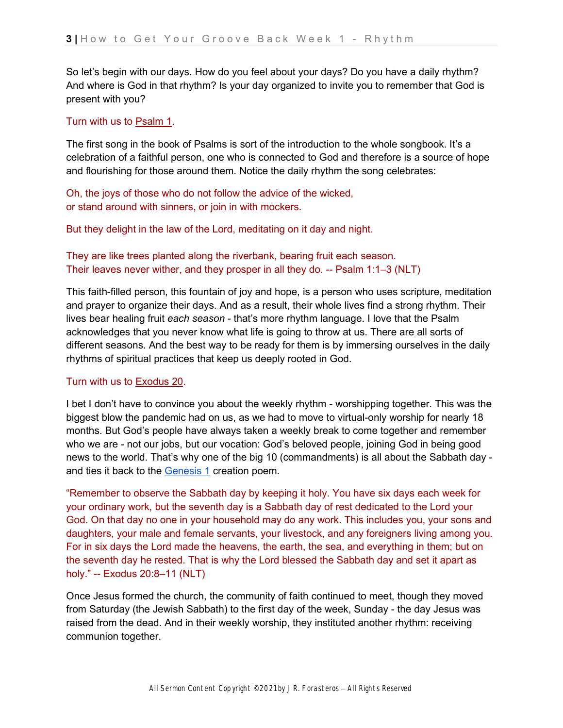So let's begin with our days. How do you feel about your days? Do you have a daily rhythm? And where is God in that rhythm? Is your day organized to invite you to remember that God is present with you?

Turn with us to Psalm 1.

The first song in the book of Psalms is sort of the introduction to the whole songbook. It's a celebration of a faithful person, one who is connected to God and therefore is a source of hope and flourishing for those around them. Notice the daily rhythm the song celebrates:

Oh, the joys of those who do not follow the advice of the wicked,
or stand around with sinners, or join in with mockers.

But they delight in the law of the Lord, meditating on it day and night.

They are like trees planted along the riverbank, bearing fruit each season.
Their leaves never wither, and they prosper in all they do. -- Psalm 1:1–3 (NLT)

This faith-filled person, this fountain of joy and hope, is a person who uses scripture, meditation and prayer to organize their days. And as a result, their whole lives find a strong rhythm. Their lives bear healing fruit *each season* - that's more rhythm language. I love that the Psalm acknowledges that you never know what life is going to throw at us. There are all sorts of different seasons. And the best way to be ready for them is by immersing ourselves in the daily rhythms of spiritual practices that keep us deeply rooted in God.

Turn with us to Exodus 20.

I bet I don't have to convince you about the weekly rhythm - worshipping together. This was the biggest blow the pandemic had on us, as we had to move to virtual-only worship for nearly 18 months. But God's people have always taken a weekly break to come together and remember who we are - not our jobs, but our vocation: God's beloved people, joining God in being good news to the world. That's why one of the big 10 (commandments) is all about the Sabbath day - and ties it back to the Genesis 1 creation poem.

"Remember to observe the Sabbath day by keeping it holy. You have six days each week for your ordinary work, but the seventh day is a Sabbath day of rest dedicated to the Lord your God. On that day no one in your household may do any work. This includes you, your sons and daughters, your male and female servants, your livestock, and any foreigners living among you. For in six days the Lord made the heavens, the earth, the sea, and everything in them; but on the seventh day he rested. That is why the Lord blessed the Sabbath day and set it apart as holy." -- Exodus 20:8–11 (NLT)

Once Jesus formed the church, the community of faith continued to meet, though they moved from Saturday (the Jewish Sabbath) to the first day of the week, Sunday - the day Jesus was raised from the dead. And in their weekly worship, they instituted another rhythm: receiving communion together.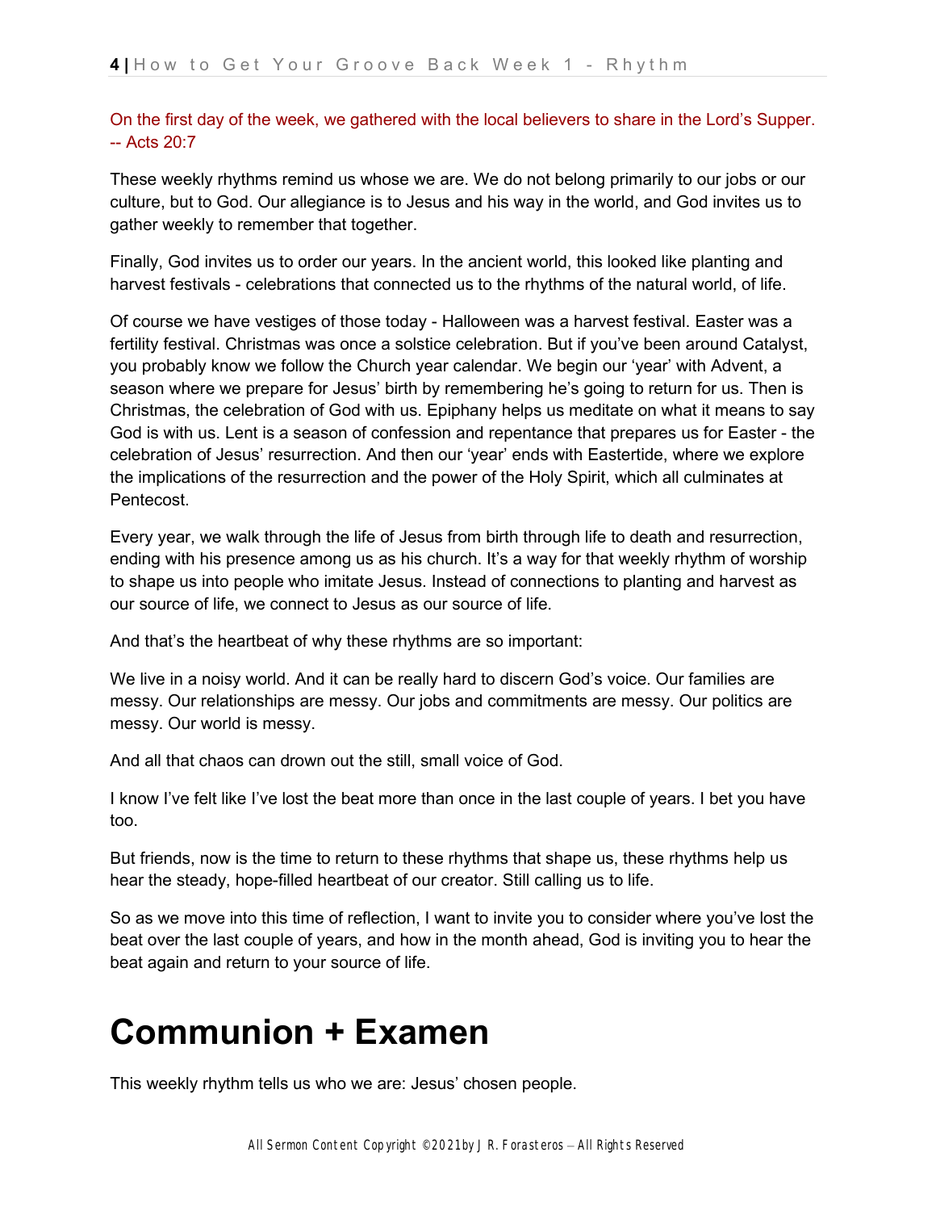On the first day of the week, we gathered with the local believers to share in the Lord's Supper. -- Acts 20:7

These weekly rhythms remind us whose we are. We do not belong primarily to our jobs or our culture, but to God. Our allegiance is to Jesus and his way in the world, and God invites us to gather weekly to remember that together.

Finally, God invites us to order our years. In the ancient world, this looked like planting and harvest festivals - celebrations that connected us to the rhythms of the natural world, of life.

Of course we have vestiges of those today - Halloween was a harvest festival. Easter was a fertility festival. Christmas was once a solstice celebration. But if you've been around Catalyst, you probably know we follow the Church year calendar. We begin our 'year' with Advent, a season where we prepare for Jesus' birth by remembering he's going to return for us. Then is Christmas, the celebration of God with us. Epiphany helps us meditate on what it means to say God is with us. Lent is a season of confession and repentance that prepares us for Easter - the celebration of Jesus' resurrection. And then our 'year' ends with Eastertide, where we explore the implications of the resurrection and the power of the Holy Spirit, which all culminates at Pentecost.

Every year, we walk through the life of Jesus from birth through life to death and resurrection, ending with his presence among us as his church. It's a way for that weekly rhythm of worship to shape us into people who imitate Jesus. Instead of connections to planting and harvest as our source of life, we connect to Jesus as our source of life.

And that's the heartbeat of why these rhythms are so important:

We live in a noisy world. And it can be really hard to discern God's voice. Our families are messy. Our relationships are messy. Our jobs and commitments are messy. Our politics are messy. Our world is messy.

And all that chaos can drown out the still, small voice of God.

I know I've felt like I've lost the beat more than once in the last couple of years. I bet you have too.

But friends, now is the time to return to these rhythms that shape us, these rhythms help us hear the steady, hope-filled heartbeat of our creator. Still calling us to life.

So as we move into this time of reflection, I want to invite you to consider where you've lost the beat over the last couple of years, and how in the month ahead, God is inviting you to hear the beat again and return to your source of life.

# Communion + Examen

This weekly rhythm tells us who we are: Jesus' chosen people.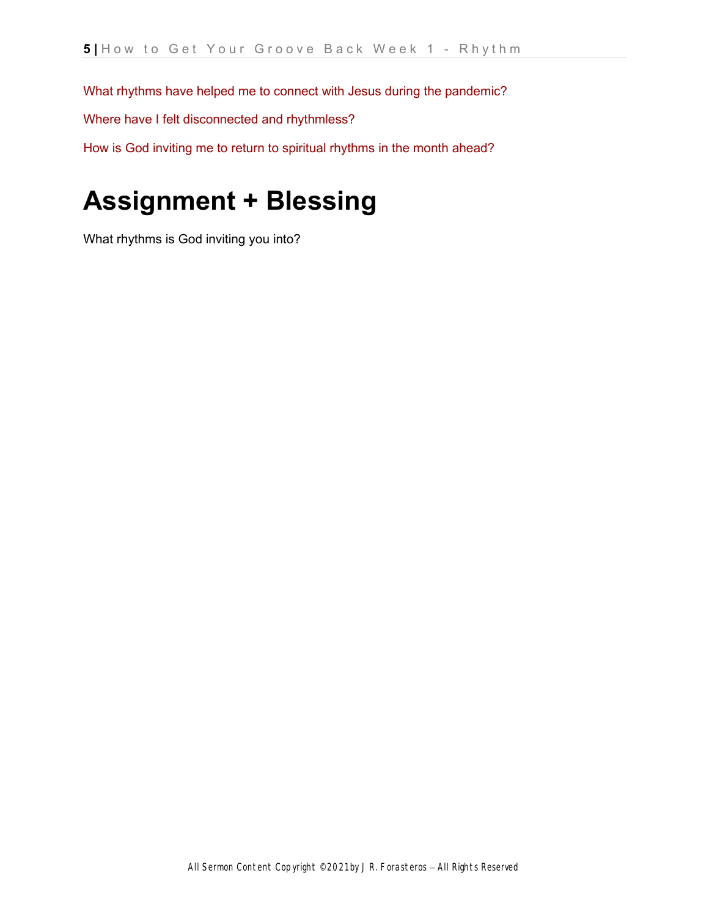What rhythms have helped me to connect with Jesus during the pandemic?

Where have I felt disconnected and rhythmless?

How is God inviting me to return to spiritual rhythms in the month ahead?

# Assignment + Blessing

What rhythms is God inviting you into?